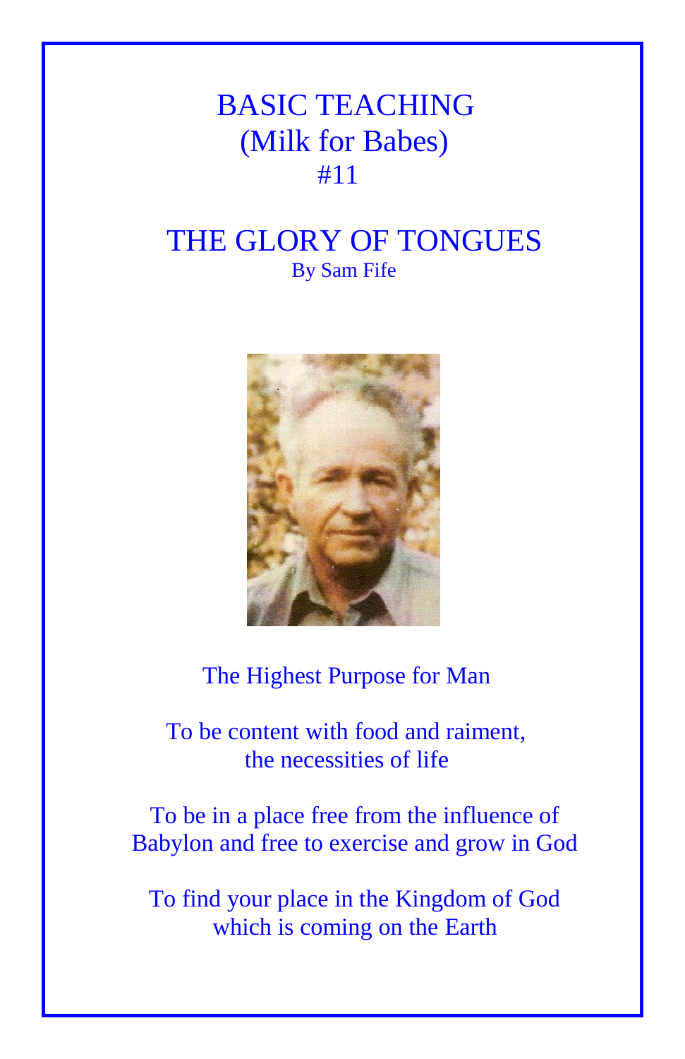# BASIC TEACHING
## (Milk for Babes)
## #11

# THE GLORY OF TONGUES

By Sam Fife

The Highest Purpose for Man

To be content with food and raiment,
the necessities of life

To be in a place free from the influence of
Babylon and free to exercise and grow in God

To find your place in the Kingdom of God
which is coming on the Earth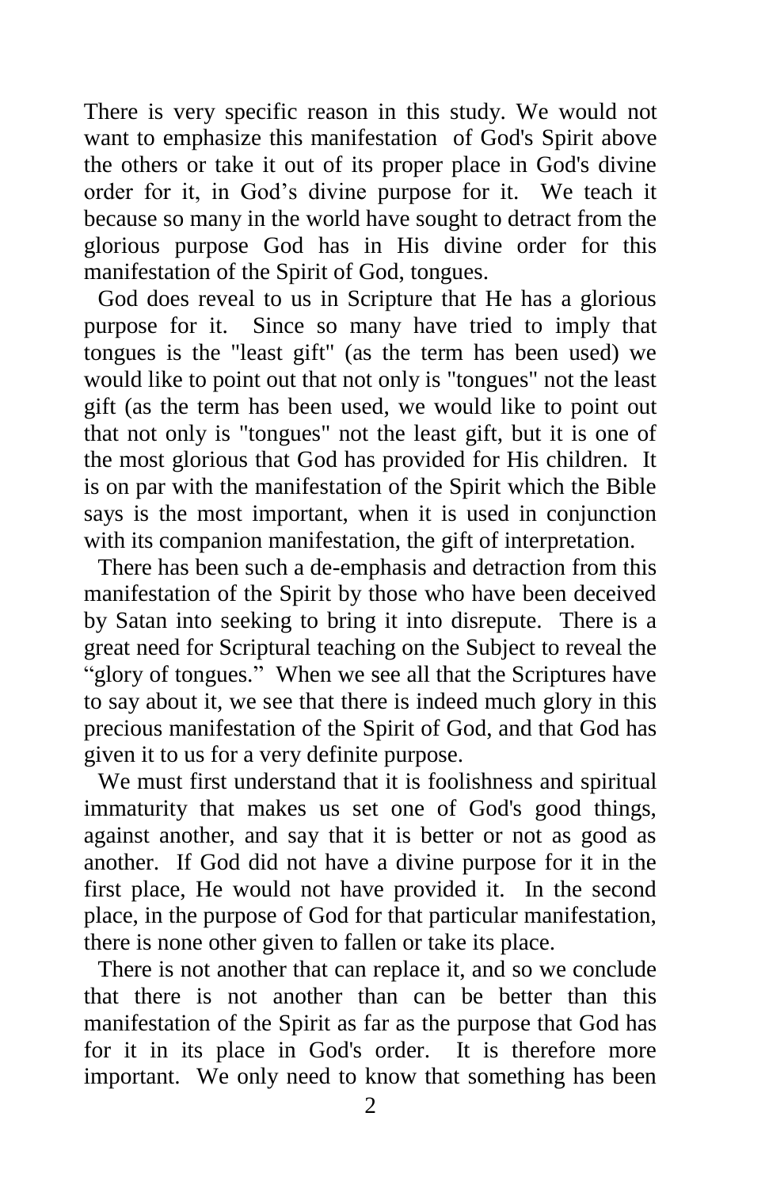There is very specific reason in this study. We would not want to emphasize this manifestation of God's Spirit above the others or take it out of its proper place in God's divine order for it, in God's divine purpose for it. We teach it because so many in the world have sought to detract from the glorious purpose God has in His divine order for this manifestation of the Spirit of God, tongues.

God does reveal to us in Scripture that He has a glorious purpose for it. Since so many have tried to imply that tongues is the "least gift" (as the term has been used) we would like to point out that not only is "tongues" not the least gift (as the term has been used, we would like to point out that not only is "tongues" not the least gift, but it is one of the most glorious that God has provided for His children. It is on par with the manifestation of the Spirit which the Bible says is the most important, when it is used in conjunction with its companion manifestation, the gift of interpretation.

There has been such a de-emphasis and detraction from this manifestation of the Spirit by those who have been deceived by Satan into seeking to bring it into disrepute. There is a great need for Scriptural teaching on the Subject to reveal the "glory of tongues." When we see all that the Scriptures have to say about it, we see that there is indeed much glory in this precious manifestation of the Spirit of God, and that God has given it to us for a very definite purpose.

We must first understand that it is foolishness and spiritual immaturity that makes us set one of God's good things, against another, and say that it is better or not as good as another. If God did not have a divine purpose for it in the first place, He would not have provided it. In the second place, in the purpose of God for that particular manifestation, there is none other given to fallen or take its place.

There is not another that can replace it, and so we conclude that there is not another than can be better than this manifestation of the Spirit as far as the purpose that God has for it in its place in God's order. It is therefore more important. We only need to know that something has been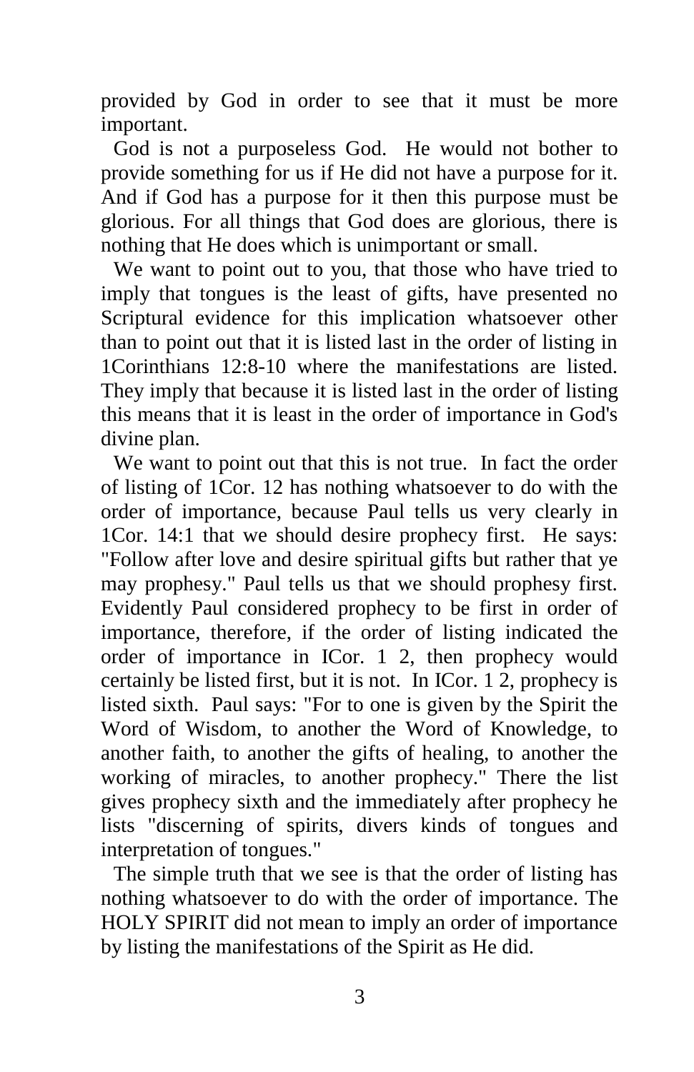provided by God in order to see that it must be more important.

God is not a purposeless God. He would not bother to provide something for us if He did not have a purpose for it. And if God has a purpose for it then this purpose must be glorious. For all things that God does are glorious, there is nothing that He does which is unimportant or small.

We want to point out to you, that those who have tried to imply that tongues is the least of gifts, have presented no Scriptural evidence for this implication whatsoever other than to point out that it is listed last in the order of listing in 1Corinthians 12:8-10 where the manifestations are listed. They imply that because it is listed last in the order of listing this means that it is least in the order of importance in God's divine plan.

We want to point out that this is not true. In fact the order of listing of 1Cor. 12 has nothing whatsoever to do with the order of importance, because Paul tells us very clearly in 1Cor. 14:1 that we should desire prophecy first. He says: "Follow after love and desire spiritual gifts but rather that ye may prophesy." Paul tells us that we should prophesy first. Evidently Paul considered prophecy to be first in order of importance, therefore, if the order of listing indicated the order of importance in ICor. 1 2, then prophecy would certainly be listed first, but it is not. In ICor. 1 2, prophecy is listed sixth. Paul says: "For to one is given by the Spirit the Word of Wisdom, to another the Word of Knowledge, to another faith, to another the gifts of healing, to another the working of miracles, to another prophecy." There the list gives prophecy sixth and the immediately after prophecy he lists "discerning of spirits, divers kinds of tongues and interpretation of tongues."

The simple truth that we see is that the order of listing has nothing whatsoever to do with the order of importance. The HOLY SPIRIT did not mean to imply an order of importance by listing the manifestations of the Spirit as He did.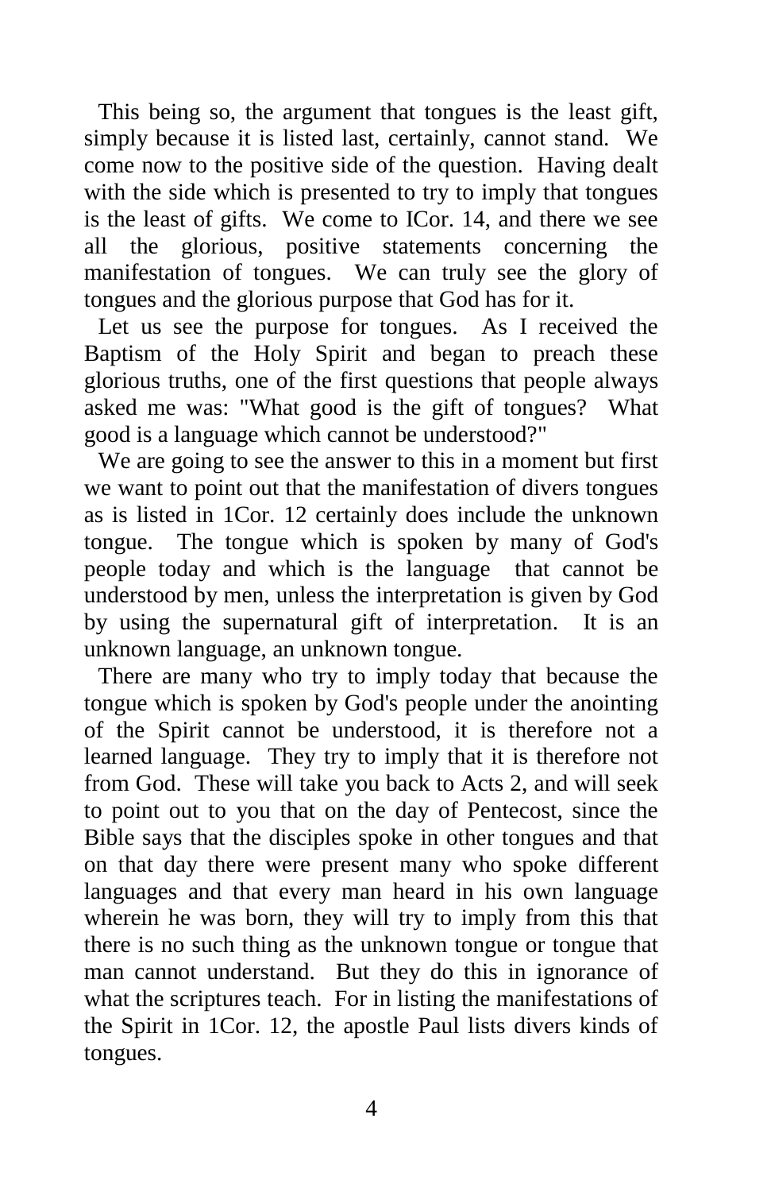This being so, the argument that tongues is the least gift, simply because it is listed last, certainly, cannot stand. We come now to the positive side of the question. Having dealt with the side which is presented to try to imply that tongues is the least of gifts. We come to ICor. 14, and there we see all the glorious, positive statements concerning the manifestation of tongues. We can truly see the glory of tongues and the glorious purpose that God has for it.

Let us see the purpose for tongues. As I received the Baptism of the Holy Spirit and began to preach these glorious truths, one of the first questions that people always asked me was: "What good is the gift of tongues? What good is a language which cannot be understood?"

We are going to see the answer to this in a moment but first we want to point out that the manifestation of divers tongues as is listed in 1Cor. 12 certainly does include the unknown tongue. The tongue which is spoken by many of God's people today and which is the language that cannot be understood by men, unless the interpretation is given by God by using the supernatural gift of interpretation. It is an unknown language, an unknown tongue.

There are many who try to imply today that because the tongue which is spoken by God's people under the anointing of the Spirit cannot be understood, it is therefore not a learned language. They try to imply that it is therefore not from God. These will take you back to Acts 2, and will seek to point out to you that on the day of Pentecost, since the Bible says that the disciples spoke in other tongues and that on that day there were present many who spoke different languages and that every man heard in his own language wherein he was born, they will try to imply from this that there is no such thing as the unknown tongue or tongue that man cannot understand. But they do this in ignorance of what the scriptures teach. For in listing the manifestations of the Spirit in 1Cor. 12, the apostle Paul lists divers kinds of tongues.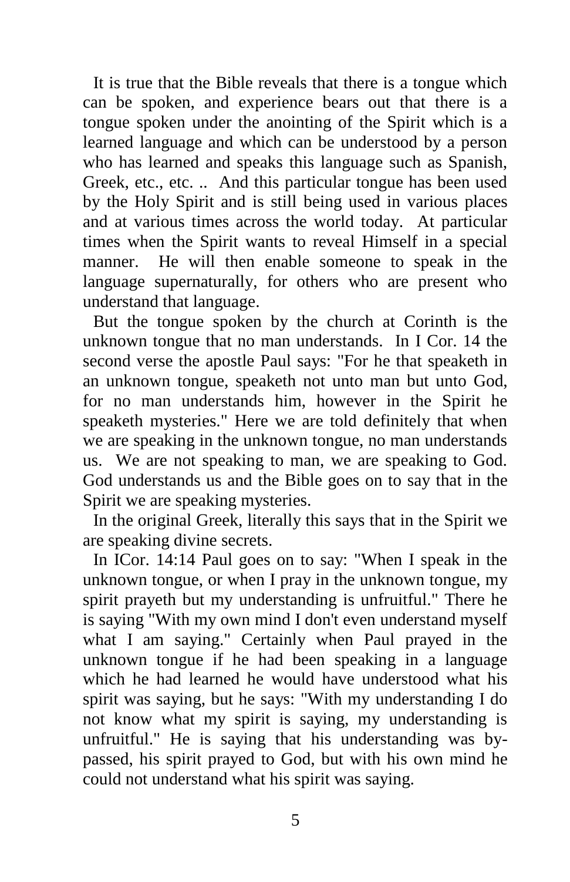It is true that the Bible reveals that there is a tongue which can be spoken, and experience bears out that there is a tongue spoken under the anointing of the Spirit which is a learned language and which can be understood by a person who has learned and speaks this language such as Spanish, Greek, etc., etc. .. And this particular tongue has been used by the Holy Spirit and is still being used in various places and at various times across the world today. At particular times when the Spirit wants to reveal Himself in a special manner. He will then enable someone to speak in the language supernaturally, for others who are present who understand that language.

But the tongue spoken by the church at Corinth is the unknown tongue that no man understands. In I Cor. 14 the second verse the apostle Paul says: "For he that speaketh in an unknown tongue, speaketh not unto man but unto God, for no man understands him, however in the Spirit he speaketh mysteries." Here we are told definitely that when we are speaking in the unknown tongue, no man understands us. We are not speaking to man, we are speaking to God. God understands us and the Bible goes on to say that in the Spirit we are speaking mysteries.

In the original Greek, literally this says that in the Spirit we are speaking divine secrets.

In ICor. 14:14 Paul goes on to say: "When I speak in the unknown tongue, or when I pray in the unknown tongue, my spirit prayeth but my understanding is unfruitful." There he is saying "With my own mind I don't even understand myself what I am saying." Certainly when Paul prayed in the unknown tongue if he had been speaking in a language which he had learned he would have understood what his spirit was saying, but he says: "With my understanding I do not know what my spirit is saying, my understanding is unfruitful." He is saying that his understanding was by-passed, his spirit prayed to God, but with his own mind he could not understand what his spirit was saying.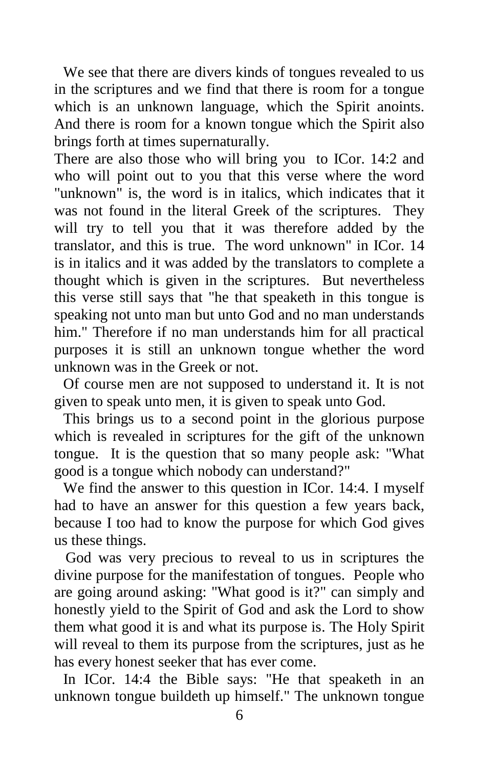We see that there are divers kinds of tongues revealed to us in the scriptures and we find that there is room for a tongue which is an unknown language, which the Spirit anoints. And there is room for a known tongue which the Spirit also brings forth at times supernaturally.

There are also those who will bring you to ICor. 14:2 and who will point out to you that this verse where the word "unknown" is, the word is in italics, which indicates that it was not found in the literal Greek of the scriptures. They will try to tell you that it was therefore added by the translator, and this is true. The word unknown" in ICor. 14 is in italics and it was added by the translators to complete a thought which is given in the scriptures. But nevertheless this verse still says that "he that speaketh in this tongue is speaking not unto man but unto God and no man understands him." Therefore if no man understands him for all practical purposes it is still an unknown tongue whether the word unknown was in the Greek or not.

Of course men are not supposed to understand it. It is not given to speak unto men, it is given to speak unto God.

This brings us to a second point in the glorious purpose which is revealed in scriptures for the gift of the unknown tongue. It is the question that so many people ask: "What good is a tongue which nobody can understand?"

We find the answer to this question in ICor. 14:4. I myself had to have an answer for this question a few years back, because I too had to know the purpose for which God gives us these things.

God was very precious to reveal to us in scriptures the divine purpose for the manifestation of tongues. People who are going around asking: "What good is it?" can simply and honestly yield to the Spirit of God and ask the Lord to show them what good it is and what its purpose is. The Holy Spirit will reveal to them its purpose from the scriptures, just as he has every honest seeker that has ever come.

In ICor. 14:4 the Bible says: "He that speaketh in an unknown tongue buildeth up himself." The unknown tongue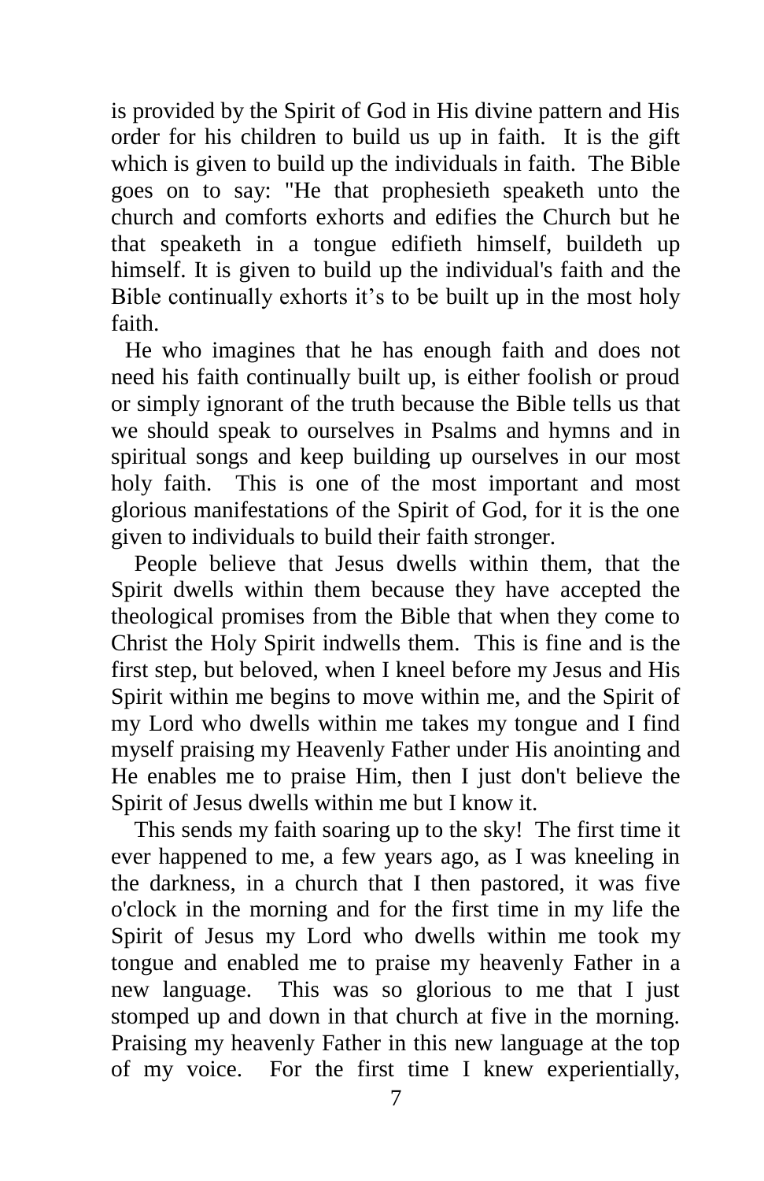is provided by the Spirit of God in His divine pattern and His order for his children to build us up in faith. It is the gift which is given to build up the individuals in faith. The Bible goes on to say: "He that prophesieth speaketh unto the church and comforts exhorts and edifies the Church but he that speaketh in a tongue edifieth himself, buildeth up himself. It is given to build up the individual's faith and the Bible continually exhorts it's to be built up in the most holy faith.

He who imagines that he has enough faith and does not need his faith continually built up, is either foolish or proud or simply ignorant of the truth because the Bible tells us that we should speak to ourselves in Psalms and hymns and in spiritual songs and keep building up ourselves in our most holy faith. This is one of the most important and most glorious manifestations of the Spirit of God, for it is the one given to individuals to build their faith stronger.

People believe that Jesus dwells within them, that the Spirit dwells within them because they have accepted the theological promises from the Bible that when they come to Christ the Holy Spirit indwells them. This is fine and is the first step, but beloved, when I kneel before my Jesus and His Spirit within me begins to move within me, and the Spirit of my Lord who dwells within me takes my tongue and I find myself praising my Heavenly Father under His anointing and He enables me to praise Him, then I just don't believe the Spirit of Jesus dwells within me but I know it.

This sends my faith soaring up to the sky! The first time it ever happened to me, a few years ago, as I was kneeling in the darkness, in a church that I then pastored, it was five o'clock in the morning and for the first time in my life the Spirit of Jesus my Lord who dwells within me took my tongue and enabled me to praise my heavenly Father in a new language. This was so glorious to me that I just stomped up and down in that church at five in the morning. Praising my heavenly Father in this new language at the top of my voice. For the first time I knew experientially,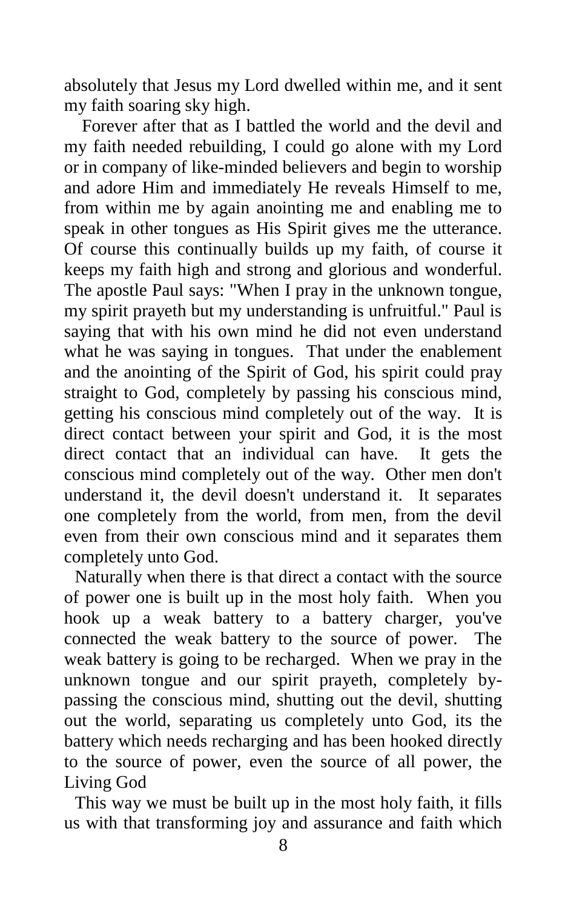absolutely that Jesus my Lord dwelled within me, and it sent my faith soaring sky high.

Forever after that as I battled the world and the devil and my faith needed rebuilding, I could go alone with my Lord or in company of like-minded believers and begin to worship and adore Him and immediately He reveals Himself to me, from within me by again anointing me and enabling me to speak in other tongues as His Spirit gives me the utterance. Of course this continually builds up my faith, of course it keeps my faith high and strong and glorious and wonderful. The apostle Paul says: "When I pray in the unknown tongue, my spirit prayeth but my understanding is unfruitful." Paul is saying that with his own mind he did not even understand what he was saying in tongues. That under the enablement and the anointing of the Spirit of God, his spirit could pray straight to God, completely by passing his conscious mind, getting his conscious mind completely out of the way. It is direct contact between your spirit and God, it is the most direct contact that an individual can have. It gets the conscious mind completely out of the way. Other men don't understand it, the devil doesn't understand it. It separates one completely from the world, from men, from the devil even from their own conscious mind and it separates them completely unto God.

Naturally when there is that direct a contact with the source of power one is built up in the most holy faith. When you hook up a weak battery to a battery charger, you've connected the weak battery to the source of power. The weak battery is going to be recharged. When we pray in the unknown tongue and our spirit prayeth, completely by-passing the conscious mind, shutting out the devil, shutting out the world, separating us completely unto God, its the battery which needs recharging and has been hooked directly to the source of power, even the source of all power, the Living God

This way we must be built up in the most holy faith, it fills us with that transforming joy and assurance and faith which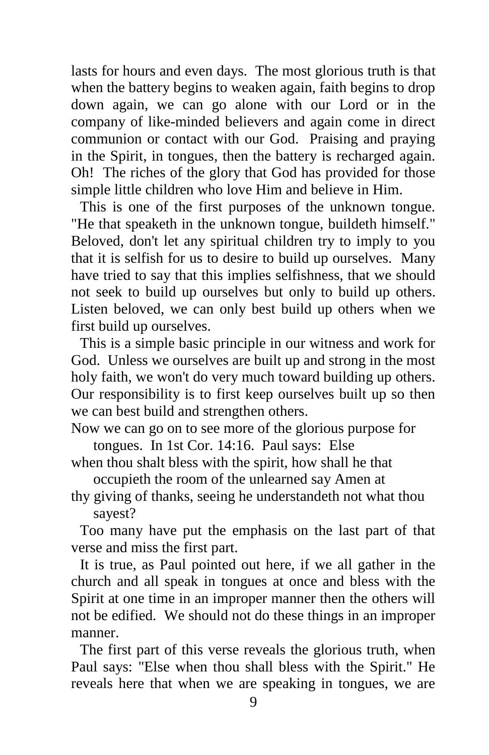lasts for hours and even days. The most glorious truth is that when the battery begins to weaken again, faith begins to drop down again, we can go alone with our Lord or in the company of like-minded believers and again come in direct communion or contact with our God. Praising and praying in the Spirit, in tongues, then the battery is recharged again. Oh! The riches of the glory that God has provided for those simple little children who love Him and believe in Him.

This is one of the first purposes of the unknown tongue. "He that speaketh in the unknown tongue, buildeth himself." Beloved, don't let any spiritual children try to imply to you that it is selfish for us to desire to build up ourselves. Many have tried to say that this implies selfishness, that we should not seek to build up ourselves but only to build up others. Listen beloved, we can only best build up others when we first build up ourselves.

This is a simple basic principle in our witness and work for God. Unless we ourselves are built up and strong in the most holy faith, we won't do very much toward building up others. Our responsibility is to first keep ourselves built up so then we can best build and strengthen others.

Now we can go on to see more of the glorious purpose for tongues. In 1st Cor. 14:16. Paul says: Else when thou shalt bless with the spirit, how shall he that occupieth the room of the unlearned say Amen at thy giving of thanks, seeing he understandeth not what thou sayest?

Too many have put the emphasis on the last part of that verse and miss the first part.

It is true, as Paul pointed out here, if we all gather in the church and all speak in tongues at once and bless with the Spirit at one time in an improper manner then the others will not be edified. We should not do these things in an improper manner.

The first part of this verse reveals the glorious truth, when Paul says: "Else when thou shall bless with the Spirit." He reveals here that when we are speaking in tongues, we are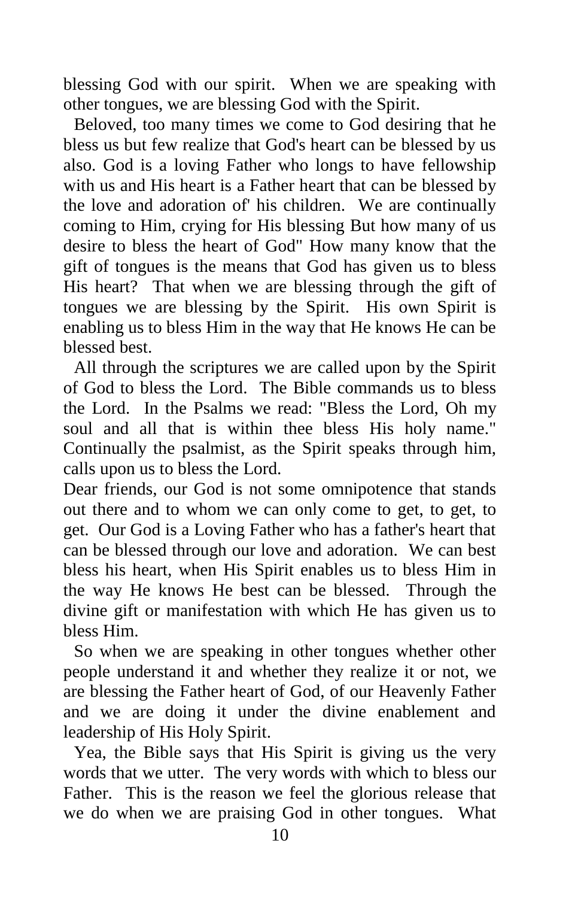blessing God with our spirit. When we are speaking with other tongues, we are blessing God with the Spirit.

Beloved, too many times we come to God desiring that he bless us but few realize that God's heart can be blessed by us also. God is a loving Father who longs to have fellowship with us and His heart is a Father heart that can be blessed by the love and adoration of' his children. We are continually coming to Him, crying for His blessing But how many of us desire to bless the heart of God" How many know that the gift of tongues is the means that God has given us to bless His heart? That when we are blessing through the gift of tongues we are blessing by the Spirit. His own Spirit is enabling us to bless Him in the way that He knows He can be blessed best.

All through the scriptures we are called upon by the Spirit of God to bless the Lord. The Bible commands us to bless the Lord. In the Psalms we read: "Bless the Lord, Oh my soul and all that is within thee bless His holy name." Continually the psalmist, as the Spirit speaks through him, calls upon us to bless the Lord.

Dear friends, our God is not some omnipotence that stands out there and to whom we can only come to get, to get, to get. Our God is a Loving Father who has a father's heart that can be blessed through our love and adoration. We can best bless his heart, when His Spirit enables us to bless Him in the way He knows He best can be blessed. Through the divine gift or manifestation with which He has given us to bless Him.

So when we are speaking in other tongues whether other people understand it and whether they realize it or not, we are blessing the Father heart of God, of our Heavenly Father and we are doing it under the divine enablement and leadership of His Holy Spirit.

Yea, the Bible says that His Spirit is giving us the very words that we utter. The very words with which to bless our Father. This is the reason we feel the glorious release that we do when we are praising God in other tongues. What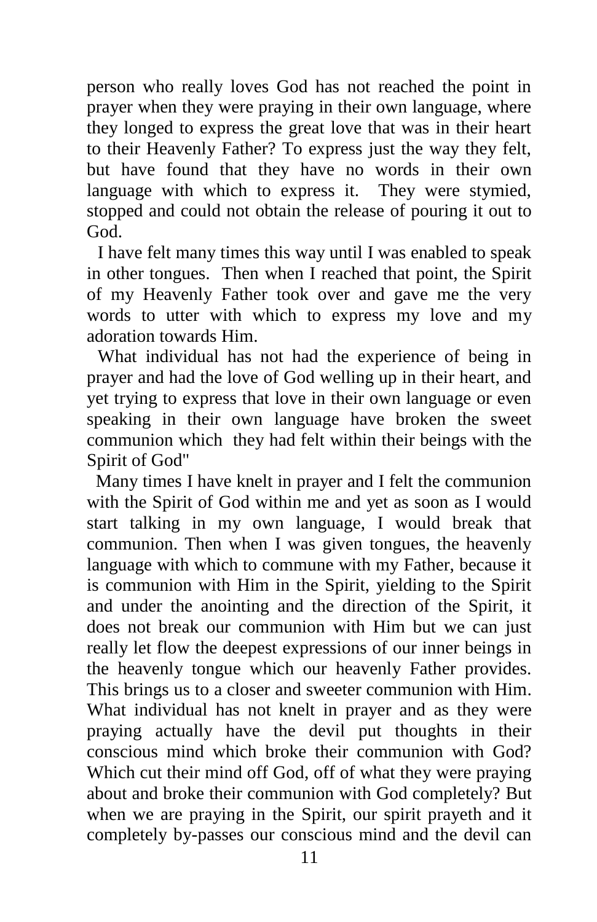person who really loves God has not reached the point in prayer when they were praying in their own language, where they longed to express the great love that was in their heart to their Heavenly Father? To express just the way they felt, but have found that they have no words in their own language with which to express it. They were stymied, stopped and could not obtain the release of pouring it out to God.

I have felt many times this way until I was enabled to speak in other tongues. Then when I reached that point, the Spirit of my Heavenly Father took over and gave me the very words to utter with which to express my love and my adoration towards Him.

What individual has not had the experience of being in prayer and had the love of God welling up in their heart, and yet trying to express that love in their own language or even speaking in their own language have broken the sweet communion which they had felt within their beings with the Spirit of God"

Many times I have knelt in prayer and I felt the communion with the Spirit of God within me and yet as soon as I would start talking in my own language, I would break that communion. Then when I was given tongues, the heavenly language with which to commune with my Father, because it is communion with Him in the Spirit, yielding to the Spirit and under the anointing and the direction of the Spirit, it does not break our communion with Him but we can just really let flow the deepest expressions of our inner beings in the heavenly tongue which our heavenly Father provides. This brings us to a closer and sweeter communion with Him. What individual has not knelt in prayer and as they were praying actually have the devil put thoughts in their conscious mind which broke their communion with God? Which cut their mind off God, off of what they were praying about and broke their communion with God completely? But when we are praying in the Spirit, our spirit prayeth and it completely by-passes our conscious mind and the devil can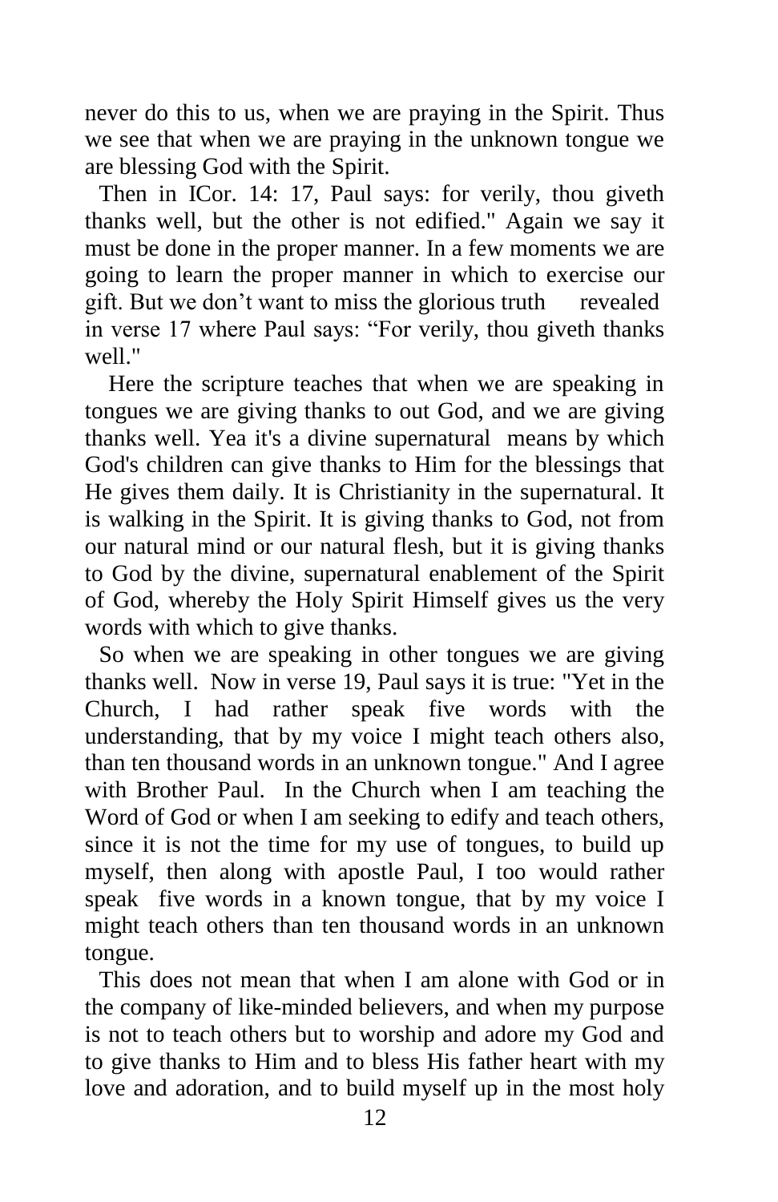never do this to us, when we are praying in the Spirit. Thus we see that when we are praying in the unknown tongue we are blessing God with the Spirit.

Then in ICor. 14: 17, Paul says: for verily, thou giveth thanks well, but the other is not edified." Again we say it must be done in the proper manner. In a few moments we are going to learn the proper manner in which to exercise our gift. But we don't want to miss the glorious truth revealed in verse 17 where Paul says: "For verily, thou giveth thanks well."

Here the scripture teaches that when we are speaking in tongues we are giving thanks to out God, and we are giving thanks well. Yea it's a divine supernatural means by which God's children can give thanks to Him for the blessings that He gives them daily. It is Christianity in the supernatural. It is walking in the Spirit. It is giving thanks to God, not from our natural mind or our natural flesh, but it is giving thanks to God by the divine, supernatural enablement of the Spirit of God, whereby the Holy Spirit Himself gives us the very words with which to give thanks.

So when we are speaking in other tongues we are giving thanks well. Now in verse 19, Paul says it is true: "Yet in the Church, I had rather speak five words with the understanding, that by my voice I might teach others also, than ten thousand words in an unknown tongue." And I agree with Brother Paul. In the Church when I am teaching the Word of God or when I am seeking to edify and teach others, since it is not the time for my use of tongues, to build up myself, then along with apostle Paul, I too would rather speak five words in a known tongue, that by my voice I might teach others than ten thousand words in an unknown tongue.

This does not mean that when I am alone with God or in the company of like-minded believers, and when my purpose is not to teach others but to worship and adore my God and to give thanks to Him and to bless His father heart with my love and adoration, and to build myself up in the most holy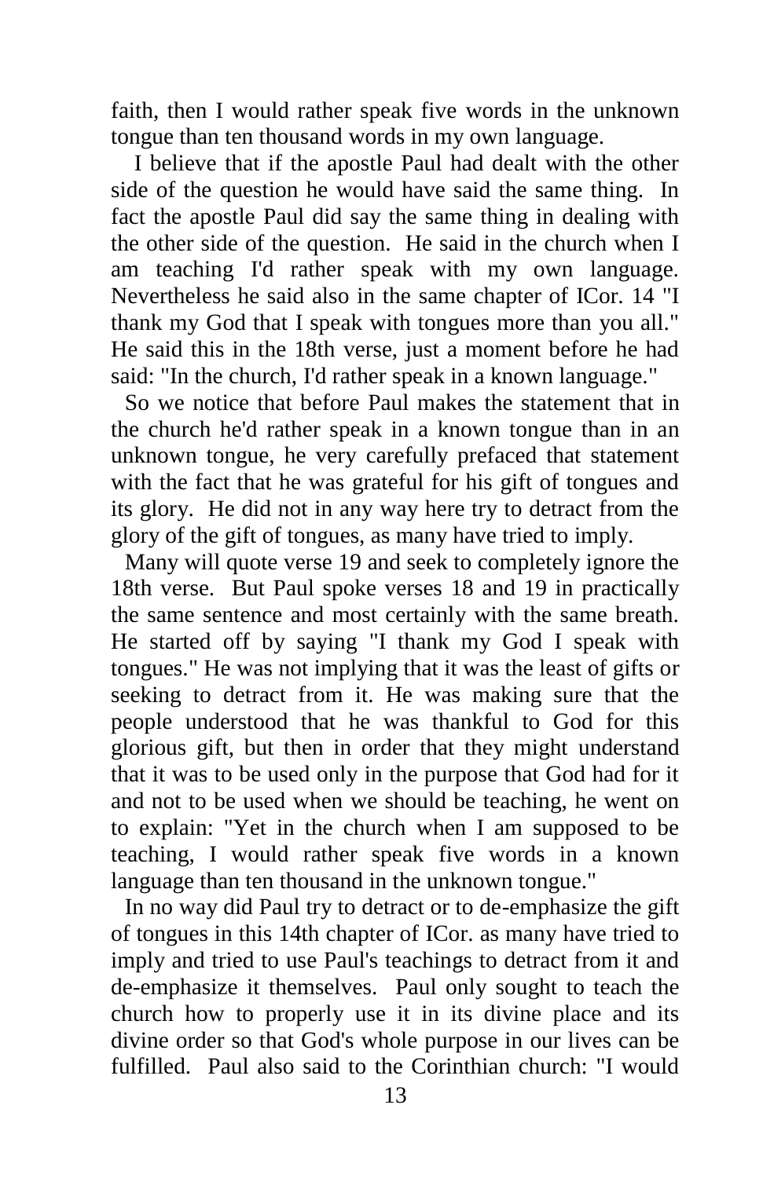faith, then I would rather speak five words in the unknown tongue than ten thousand words in my own language.

I believe that if the apostle Paul had dealt with the other side of the question he would have said the same thing. In fact the apostle Paul did say the same thing in dealing with the other side of the question. He said in the church when I am teaching I'd rather speak with my own language. Nevertheless he said also in the same chapter of ICor. 14 "I thank my God that I speak with tongues more than you all." He said this in the 18th verse, just a moment before he had said: "In the church, I'd rather speak in a known language."

So we notice that before Paul makes the statement that in the church he'd rather speak in a known tongue than in an unknown tongue, he very carefully prefaced that statement with the fact that he was grateful for his gift of tongues and its glory. He did not in any way here try to detract from the glory of the gift of tongues, as many have tried to imply.

Many will quote verse 19 and seek to completely ignore the 18th verse. But Paul spoke verses 18 and 19 in practically the same sentence and most certainly with the same breath. He started off by saying "I thank my God I speak with tongues." He was not implying that it was the least of gifts or seeking to detract from it. He was making sure that the people understood that he was thankful to God for this glorious gift, but then in order that they might understand that it was to be used only in the purpose that God had for it and not to be used when we should be teaching, he went on to explain: "Yet in the church when I am supposed to be teaching, I would rather speak five words in a known language than ten thousand in the unknown tongue."

In no way did Paul try to detract or to de-emphasize the gift of tongues in this 14th chapter of ICor. as many have tried to imply and tried to use Paul's teachings to detract from it and de-emphasize it themselves. Paul only sought to teach the church how to properly use it in its divine place and its divine order so that God's whole purpose in our lives can be fulfilled. Paul also said to the Corinthian church: "I would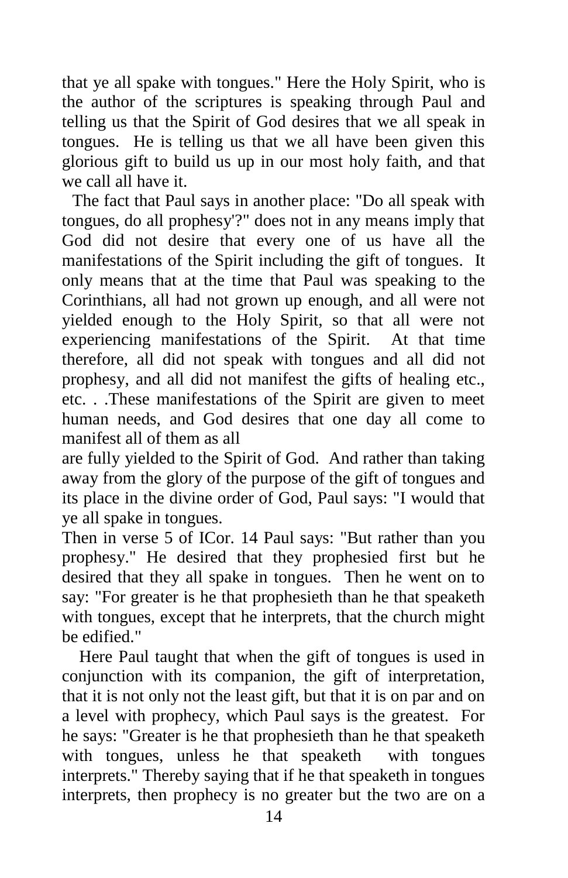that ye all spake with tongues." Here the Holy Spirit, who is the author of the scriptures is speaking through Paul and telling us that the Spirit of God desires that we all speak in tongues. He is telling us that we all have been given this glorious gift to build us up in our most holy faith, and that we call all have it.

The fact that Paul says in another place: "Do all speak with tongues, do all prophesy'?" does not in any means imply that God did not desire that every one of us have all the manifestations of the Spirit including the gift of tongues. It only means that at the time that Paul was speaking to the Corinthians, all had not grown up enough, and all were not yielded enough to the Holy Spirit, so that all were not experiencing manifestations of the Spirit. At that time therefore, all did not speak with tongues and all did not prophesy, and all did not manifest the gifts of healing etc., etc. . .These manifestations of the Spirit are given to meet human needs, and God desires that one day all come to manifest all of them as all

are fully yielded to the Spirit of God. And rather than taking away from the glory of the purpose of the gift of tongues and its place in the divine order of God, Paul says: "I would that ye all spake in tongues.

Then in verse 5 of ICor. 14 Paul says: "But rather than you prophesy." He desired that they prophesied first but he desired that they all spake in tongues. Then he went on to say: "For greater is he that prophesieth than he that speaketh with tongues, except that he interprets, that the church might be edified."

Here Paul taught that when the gift of tongues is used in conjunction with its companion, the gift of interpretation, that it is not only not the least gift, but that it is on par and on a level with prophecy, which Paul says is the greatest. For he says: "Greater is he that prophesieth than he that speaketh with tongues, unless he that speaketh with tongues interprets." Thereby saying that if he that speaketh in tongues interprets, then prophecy is no greater but the two are on a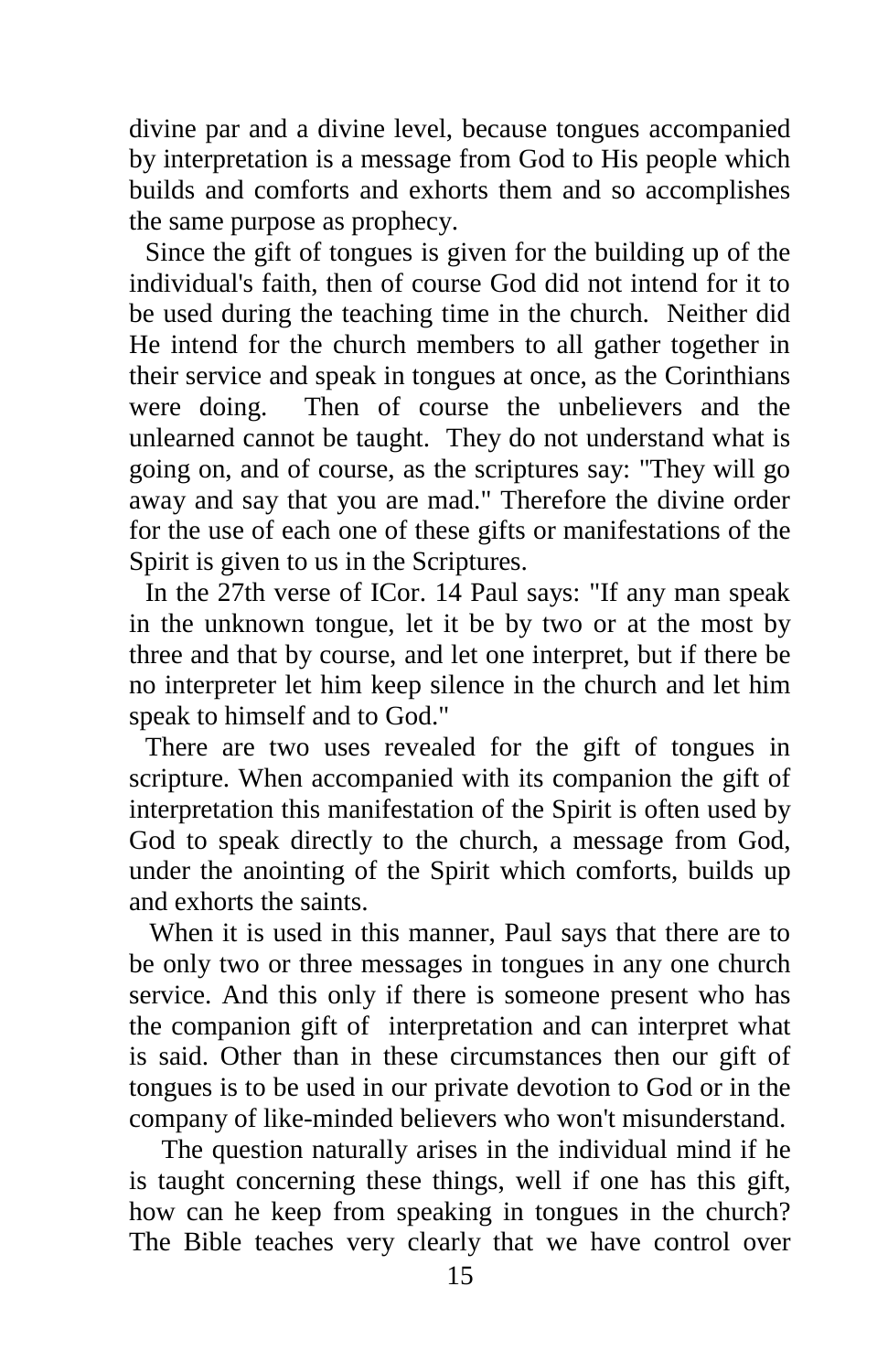divine par and a divine level, because tongues accompanied by interpretation is a message from God to His people which builds and comforts and exhorts them and so accomplishes the same purpose as prophecy.

Since the gift of tongues is given for the building up of the individual's faith, then of course God did not intend for it to be used during the teaching time in the church. Neither did He intend for the church members to all gather together in their service and speak in tongues at once, as the Corinthians were doing. Then of course the unbelievers and the unlearned cannot be taught. They do not understand what is going on, and of course, as the scriptures say: "They will go away and say that you are mad." Therefore the divine order for the use of each one of these gifts or manifestations of the Spirit is given to us in the Scriptures.

In the 27th verse of ICor. 14 Paul says: "If any man speak in the unknown tongue, let it be by two or at the most by three and that by course, and let one interpret, but if there be no interpreter let him keep silence in the church and let him speak to himself and to God."

There are two uses revealed for the gift of tongues in scripture. When accompanied with its companion the gift of interpretation this manifestation of the Spirit is often used by God to speak directly to the church, a message from God, under the anointing of the Spirit which comforts, builds up and exhorts the saints.

When it is used in this manner, Paul says that there are to be only two or three messages in tongues in any one church service. And this only if there is someone present who has the companion gift of interpretation and can interpret what is said. Other than in these circumstances then our gift of tongues is to be used in our private devotion to God or in the company of like-minded believers who won't misunderstand.

The question naturally arises in the individual mind if he is taught concerning these things, well if one has this gift, how can he keep from speaking in tongues in the church? The Bible teaches very clearly that we have control over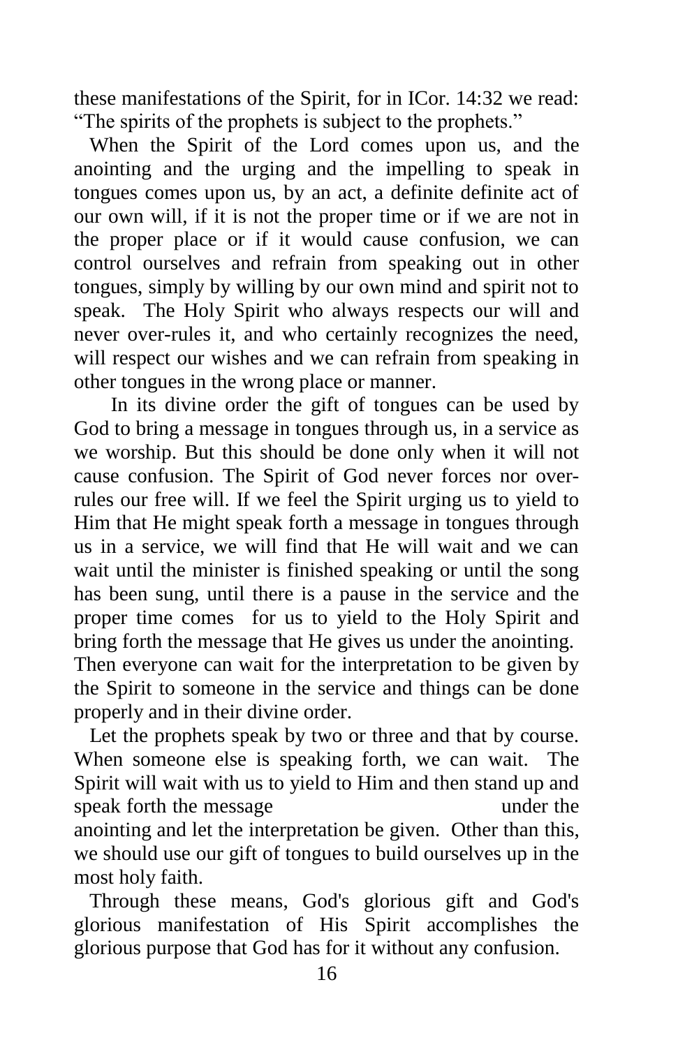these manifestations of the Spirit, for in ICor. 14:32 we read: "The spirits of the prophets is subject to the prophets."

When the Spirit of the Lord comes upon us, and the anointing and the urging and the impelling to speak in tongues comes upon us, by an act, a definite definite act of our own will, if it is not the proper time or if we are not in the proper place or if it would cause confusion, we can control ourselves and refrain from speaking out in other tongues, simply by willing by our own mind and spirit not to speak. The Holy Spirit who always respects our will and never over-rules it, and who certainly recognizes the need, will respect our wishes and we can refrain from speaking in other tongues in the wrong place or manner.

In its divine order the gift of tongues can be used by God to bring a message in tongues through us, in a service as we worship. But this should be done only when it will not cause confusion. The Spirit of God never forces nor over-rules our free will. If we feel the Spirit urging us to yield to Him that He might speak forth a message in tongues through us in a service, we will find that He will wait and we can wait until the minister is finished speaking or until the song has been sung, until there is a pause in the service and the proper time comes for us to yield to the Holy Spirit and bring forth the message that He gives us under the anointing. Then everyone can wait for the interpretation to be given by the Spirit to someone in the service and things can be done properly and in their divine order.

Let the prophets speak by two or three and that by course. When someone else is speaking forth, we can wait. The Spirit will wait with us to yield to Him and then stand up and speak forth the message under the anointing and let the interpretation be given. Other than this, we should use our gift of tongues to build ourselves up in the most holy faith.

Through these means, God's glorious gift and God's glorious manifestation of His Spirit accomplishes the glorious purpose that God has for it without any confusion.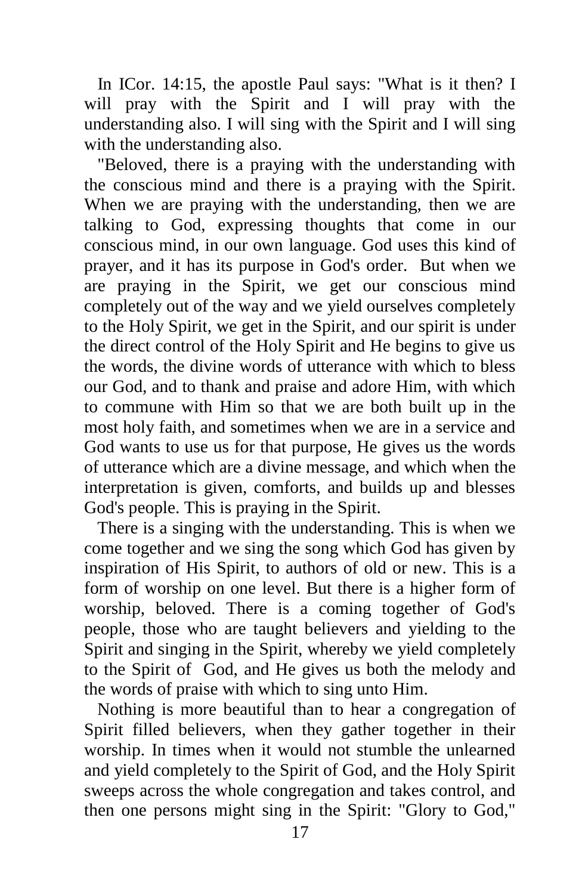In ICor. 14:15, the apostle Paul says: "What is it then? I will pray with the Spirit and I will pray with the understanding also. I will sing with the Spirit and I will sing with the understanding also.

"Beloved, there is a praying with the understanding with the conscious mind and there is a praying with the Spirit. When we are praying with the understanding, then we are talking to God, expressing thoughts that come in our conscious mind, in our own language. God uses this kind of prayer, and it has its purpose in God's order. But when we are praying in the Spirit, we get our conscious mind completely out of the way and we yield ourselves completely to the Holy Spirit, we get in the Spirit, and our spirit is under the direct control of the Holy Spirit and He begins to give us the words, the divine words of utterance with which to bless our God, and to thank and praise and adore Him, with which to commune with Him so that we are both built up in the most holy faith, and sometimes when we are in a service and God wants to use us for that purpose, He gives us the words of utterance which are a divine message, and which when the interpretation is given, comforts, and builds up and blesses God's people. This is praying in the Spirit.

There is a singing with the understanding. This is when we come together and we sing the song which God has given by inspiration of His Spirit, to authors of old or new. This is a form of worship on one level. But there is a higher form of worship, beloved. There is a coming together of God's people, those who are taught believers and yielding to the Spirit and singing in the Spirit, whereby we yield completely to the Spirit of God, and He gives us both the melody and the words of praise with which to sing unto Him.

Nothing is more beautiful than to hear a congregation of Spirit filled believers, when they gather together in their worship. In times when it would not stumble the unlearned and yield completely to the Spirit of God, and the Holy Spirit sweeps across the whole congregation and takes control, and then one persons might sing in the Spirit: "Glory to God,"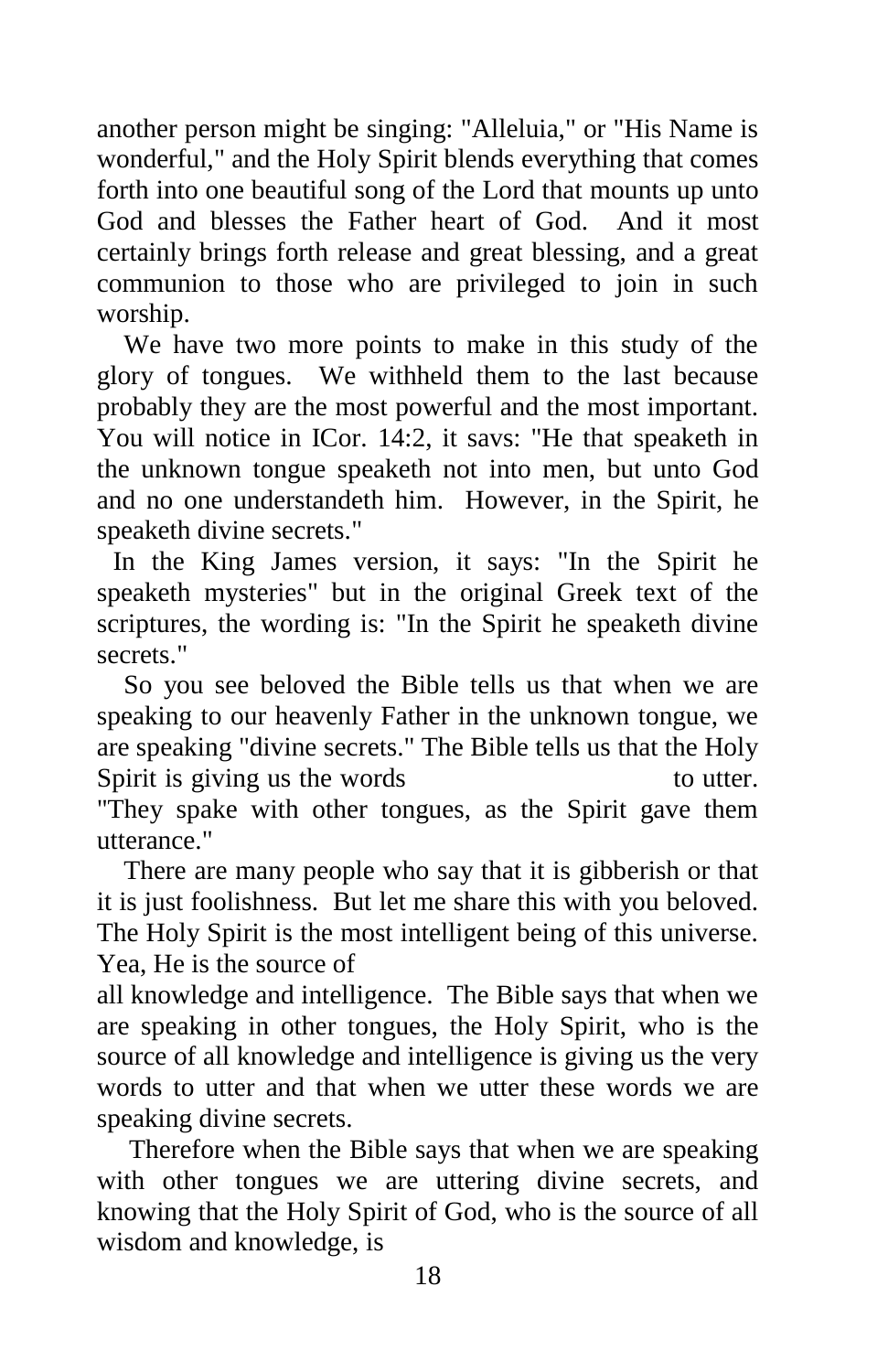another person might be singing: "Alleluia," or "His Name is wonderful," and the Holy Spirit blends everything that comes forth into one beautiful song of the Lord that mounts up unto God and blesses the Father heart of God. And it most certainly brings forth release and great blessing, and a great communion to those who are privileged to join in such worship.

We have two more points to make in this study of the glory of tongues. We withheld them to the last because probably they are the most powerful and the most important. You will notice in ICor. 14:2, it savs: "He that speaketh in the unknown tongue speaketh not into men, but unto God and no one understandeth him. However, in the Spirit, he speaketh divine secrets."

In the King James version, it says: "In the Spirit he speaketh mysteries" but in the original Greek text of the scriptures, the wording is: "In the Spirit he speaketh divine secrets."

So you see beloved the Bible tells us that when we are speaking to our heavenly Father in the unknown tongue, we are speaking "divine secrets." The Bible tells us that the Holy Spirit is giving us the words to utter. "They spake with other tongues, as the Spirit gave them utterance."

There are many people who say that it is gibberish or that it is just foolishness. But let me share this with you beloved. The Holy Spirit is the most intelligent being of this universe. Yea, He is the source of all knowledge and intelligence. The Bible says that when we are speaking in other tongues, the Holy Spirit, who is the source of all knowledge and intelligence is giving us the very words to utter and that when we utter these words we are speaking divine secrets.

Therefore when the Bible says that when we are speaking with other tongues we are uttering divine secrets, and knowing that the Holy Spirit of God, who is the source of all wisdom and knowledge, is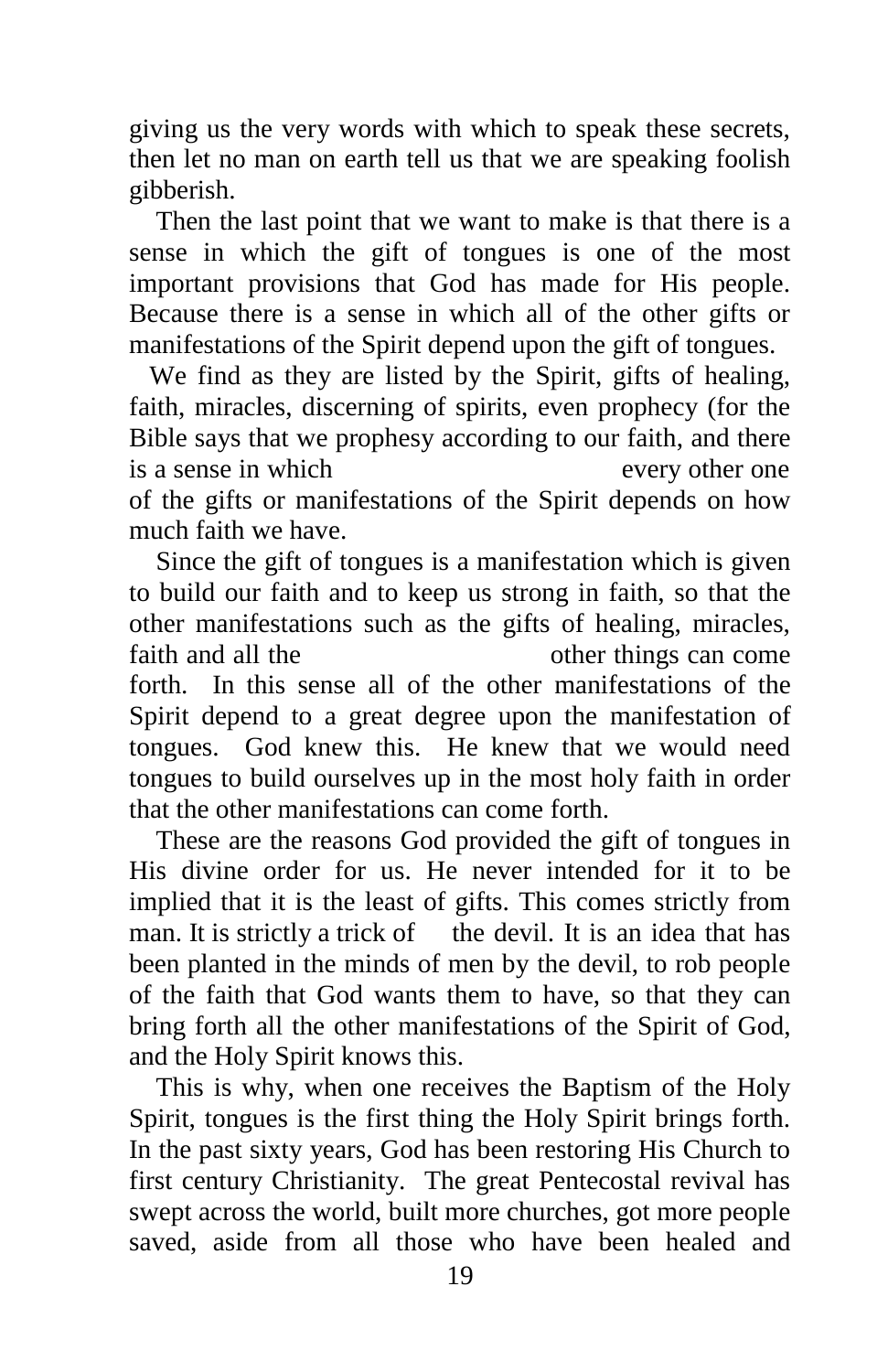giving us the very words with which to speak these secrets, then let no man on earth tell us that we are speaking foolish gibberish.

Then the last point that we want to make is that there is a sense in which the gift of tongues is one of the most important provisions that God has made for His people. Because there is a sense in which all of the other gifts or manifestations of the Spirit depend upon the gift of tongues.

We find as they are listed by the Spirit, gifts of healing, faith, miracles, discerning of spirits, even prophecy (for the Bible says that we prophesy according to our faith, and there is a sense in which every other one of the gifts or manifestations of the Spirit depends on how much faith we have.

Since the gift of tongues is a manifestation which is given to build our faith and to keep us strong in faith, so that the other manifestations such as the gifts of healing, miracles, faith and all the other things can come forth. In this sense all of the other manifestations of the Spirit depend to a great degree upon the manifestation of tongues. God knew this. He knew that we would need tongues to build ourselves up in the most holy faith in order that the other manifestations can come forth.

These are the reasons God provided the gift of tongues in His divine order for us. He never intended for it to be implied that it is the least of gifts. This comes strictly from man. It is strictly a trick of the devil. It is an idea that has been planted in the minds of men by the devil, to rob people of the faith that God wants them to have, so that they can bring forth all the other manifestations of the Spirit of God, and the Holy Spirit knows this.

This is why, when one receives the Baptism of the Holy Spirit, tongues is the first thing the Holy Spirit brings forth. In the past sixty years, God has been restoring His Church to first century Christianity. The great Pentecostal revival has swept across the world, built more churches, got more people saved, aside from all those who have been healed and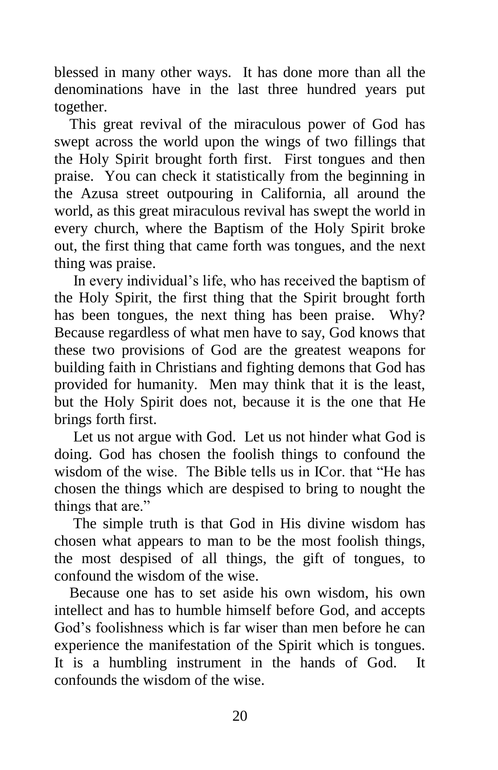blessed in many other ways. It has done more than all the denominations have in the last three hundred years put together.

This great revival of the miraculous power of God has swept across the world upon the wings of two fillings that the Holy Spirit brought forth first. First tongues and then praise. You can check it statistically from the beginning in the Azusa street outpouring in California, all around the world, as this great miraculous revival has swept the world in every church, where the Baptism of the Holy Spirit broke out, the first thing that came forth was tongues, and the next thing was praise.

In every individual's life, who has received the baptism of the Holy Spirit, the first thing that the Spirit brought forth has been tongues, the next thing has been praise. Why? Because regardless of what men have to say, God knows that these two provisions of God are the greatest weapons for building faith in Christians and fighting demons that God has provided for humanity. Men may think that it is the least, but the Holy Spirit does not, because it is the one that He brings forth first.

Let us not argue with God. Let us not hinder what God is doing. God has chosen the foolish things to confound the wisdom of the wise. The Bible tells us in ICor. that "He has chosen the things which are despised to bring to nought the things that are."

The simple truth is that God in His divine wisdom has chosen what appears to man to be the most foolish things, the most despised of all things, the gift of tongues, to confound the wisdom of the wise.

Because one has to set aside his own wisdom, his own intellect and has to humble himself before God, and accepts God's foolishness which is far wiser than men before he can experience the manifestation of the Spirit which is tongues. It is a humbling instrument in the hands of God. It confounds the wisdom of the wise.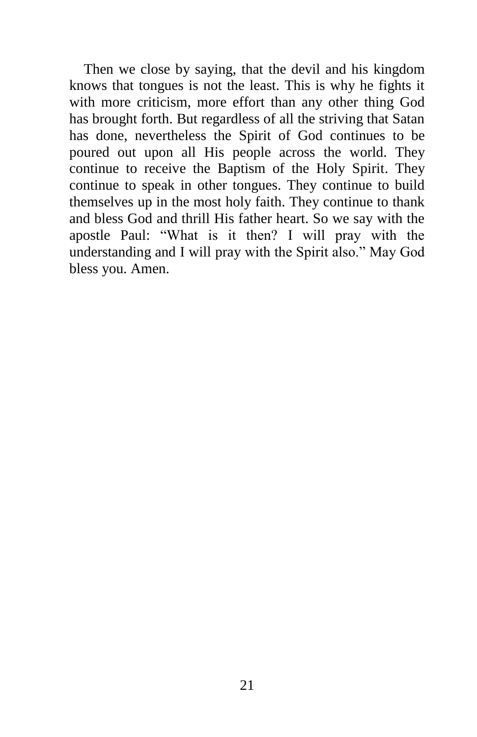Then we close by saying, that the devil and his kingdom knows that tongues is not the least. This is why he fights it with more criticism, more effort than any other thing God has brought forth. But regardless of all the striving that Satan has done, nevertheless the Spirit of God continues to be poured out upon all His people across the world. They continue to receive the Baptism of the Holy Spirit. They continue to speak in other tongues. They continue to build themselves up in the most holy faith. They continue to thank and bless God and thrill His father heart. So we say with the apostle Paul: "What is it then? I will pray with the understanding and I will pray with the Spirit also." May God bless you. Amen.